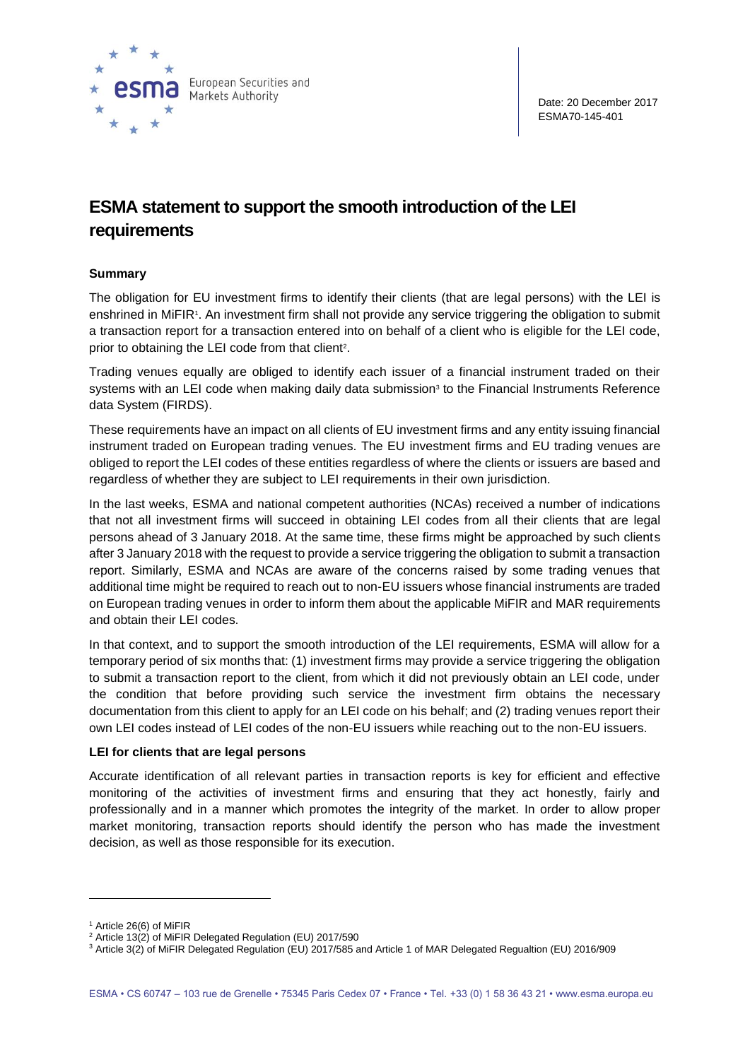Date: 20 December 2017
ESMA70-145-401

# ESMA statement to support the smooth introduction of the LEI requirements

### Summary

The obligation for EU investment firms to identify their clients (that are legal persons) with the LEI is enshrined in MiFIR[1]. An investment firm shall not provide any service triggering the obligation to submit a transaction report for a transaction entered into on behalf of a client who is eligible for the LEI code, prior to obtaining the LEI code from that client[2].

Trading venues equally are obliged to identify each issuer of a financial instrument traded on their systems with an LEI code when making daily data submission[3] to the Financial Instruments Reference data System (FIRDS).

These requirements have an impact on all clients of EU investment firms and any entity issuing financial instrument traded on European trading venues. The EU investment firms and EU trading venues are obliged to report the LEI codes of these entities regardless of where the clients or issuers are based and regardless of whether they are subject to LEI requirements in their own jurisdiction.

In the last weeks, ESMA and national competent authorities (NCAs) received a number of indications that not all investment firms will succeed in obtaining LEI codes from all their clients that are legal persons ahead of 3 January 2018. At the same time, these firms might be approached by such clients after 3 January 2018 with the request to provide a service triggering the obligation to submit a transaction report. Similarly, ESMA and NCAs are aware of the concerns raised by some trading venues that additional time might be required to reach out to non-EU issuers whose financial instruments are traded on European trading venues in order to inform them about the applicable MiFIR and MAR requirements and obtain their LEI codes.

In that context, and to support the smooth introduction of the LEI requirements, ESMA will allow for a temporary period of six months that: (1) investment firms may provide a service triggering the obligation to submit a transaction report to the client, from which it did not previously obtain an LEI code, under the condition that before providing such service the investment firm obtains the necessary documentation from this client to apply for an LEI code on his behalf; and (2) trading venues report their own LEI codes instead of LEI codes of the non-EU issuers while reaching out to the non-EU issuers.

### LEI for clients that are legal persons

Accurate identification of all relevant parties in transaction reports is key for efficient and effective monitoring of the activities of investment firms and ensuring that they act honestly, fairly and professionally and in a manner which promotes the integrity of the market. In order to allow proper market monitoring, transaction reports should identify the person who has made the investment decision, as well as those responsible for its execution.

---

[1] Article 26(6) of MiFIR

[2] Article 13(2) of MiFIR Delegated Regulation (EU) 2017/590

[3] Article 3(2) of MiFIR Delegated Regulation (EU) 2017/585 and Article 1 of MAR Delegated Regualtion (EU) 2016/909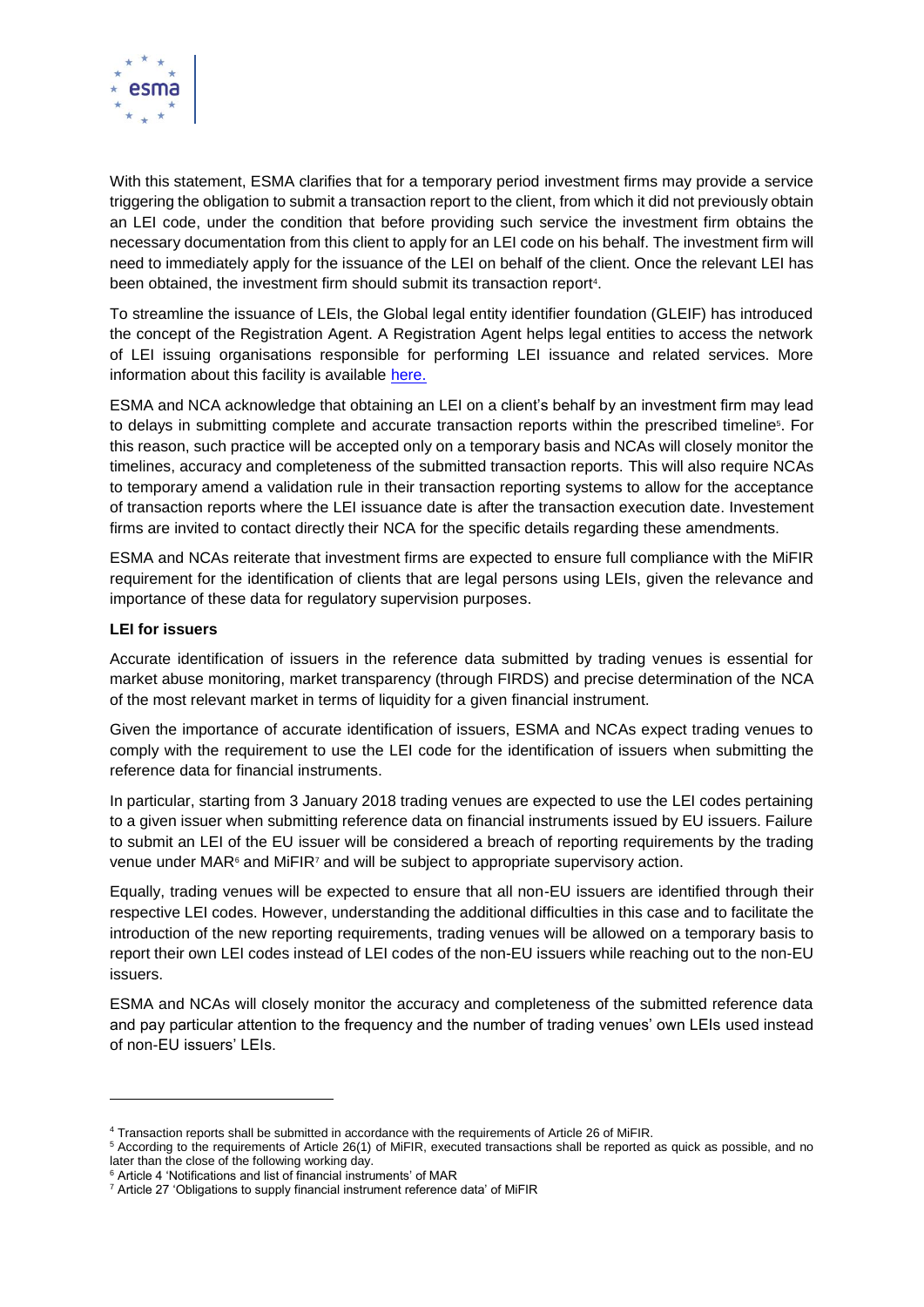With this statement, ESMA clarifies that for a temporary period investment firms may provide a service triggering the obligation to submit a transaction report to the client, from which it did not previously obtain an LEI code, under the condition that before providing such service the investment firm obtains the necessary documentation from this client to apply for an LEI code on his behalf. The investment firm will need to immediately apply for the issuance of the LEI on behalf of the client. Once the relevant LEI has been obtained, the investment firm should submit its transaction report[4].

To streamline the issuance of LEIs, the Global legal entity identifier foundation (GLEIF) has introduced the concept of the Registration Agent. A Registration Agent helps legal entities to access the network of LEI issuing organisations responsible for performing LEI issuance and related services. More information about this facility is available here.

ESMA and NCA acknowledge that obtaining an LEI on a client's behalf by an investment firm may lead to delays in submitting complete and accurate transaction reports within the prescribed timeline[5]. For this reason, such practice will be accepted only on a temporary basis and NCAs will closely monitor the timelines, accuracy and completeness of the submitted transaction reports. This will also require NCAs to temporary amend a validation rule in their transaction reporting systems to allow for the acceptance of transaction reports where the LEI issuance date is after the transaction execution date. Investement firms are invited to contact directly their NCA for the specific details regarding these amendments.

ESMA and NCAs reiterate that investment firms are expected to ensure full compliance with the MiFIR requirement for the identification of clients that are legal persons using LEIs, given the relevance and importance of these data for regulatory supervision purposes.

**LEI for issuers**

Accurate identification of issuers in the reference data submitted by trading venues is essential for market abuse monitoring, market transparency (through FIRDS) and precise determination of the NCA of the most relevant market in terms of liquidity for a given financial instrument.

Given the importance of accurate identification of issuers, ESMA and NCAs expect trading venues to comply with the requirement to use the LEI code for the identification of issuers when submitting the reference data for financial instruments.

In particular, starting from 3 January 2018 trading venues are expected to use the LEI codes pertaining to a given issuer when submitting reference data on financial instruments issued by EU issuers. Failure to submit an LEI of the EU issuer will be considered a breach of reporting requirements by the trading venue under MAR[6] and MiFIR[7] and will be subject to appropriate supervisory action.

Equally, trading venues will be expected to ensure that all non-EU issuers are identified through their respective LEI codes. However, understanding the additional difficulties in this case and to facilitate the introduction of the new reporting requirements, trading venues will be allowed on a temporary basis to report their own LEI codes instead of LEI codes of the non-EU issuers while reaching out to the non-EU issuers.

ESMA and NCAs will closely monitor the accuracy and completeness of the submitted reference data and pay particular attention to the frequency and the number of trading venues' own LEIs used instead of non-EU issuers' LEIs.

---

[4] Transaction reports shall be submitted in accordance with the requirements of Article 26 of MiFIR.

[5] According to the requirements of Article 26(1) of MiFIR, executed transactions shall be reported as quick as possible, and no later than the close of the following working day.

[6] Article 4 'Notifications and list of financial instruments' of MAR

[7] Article 27 'Obligations to supply financial instrument reference data' of MiFIR